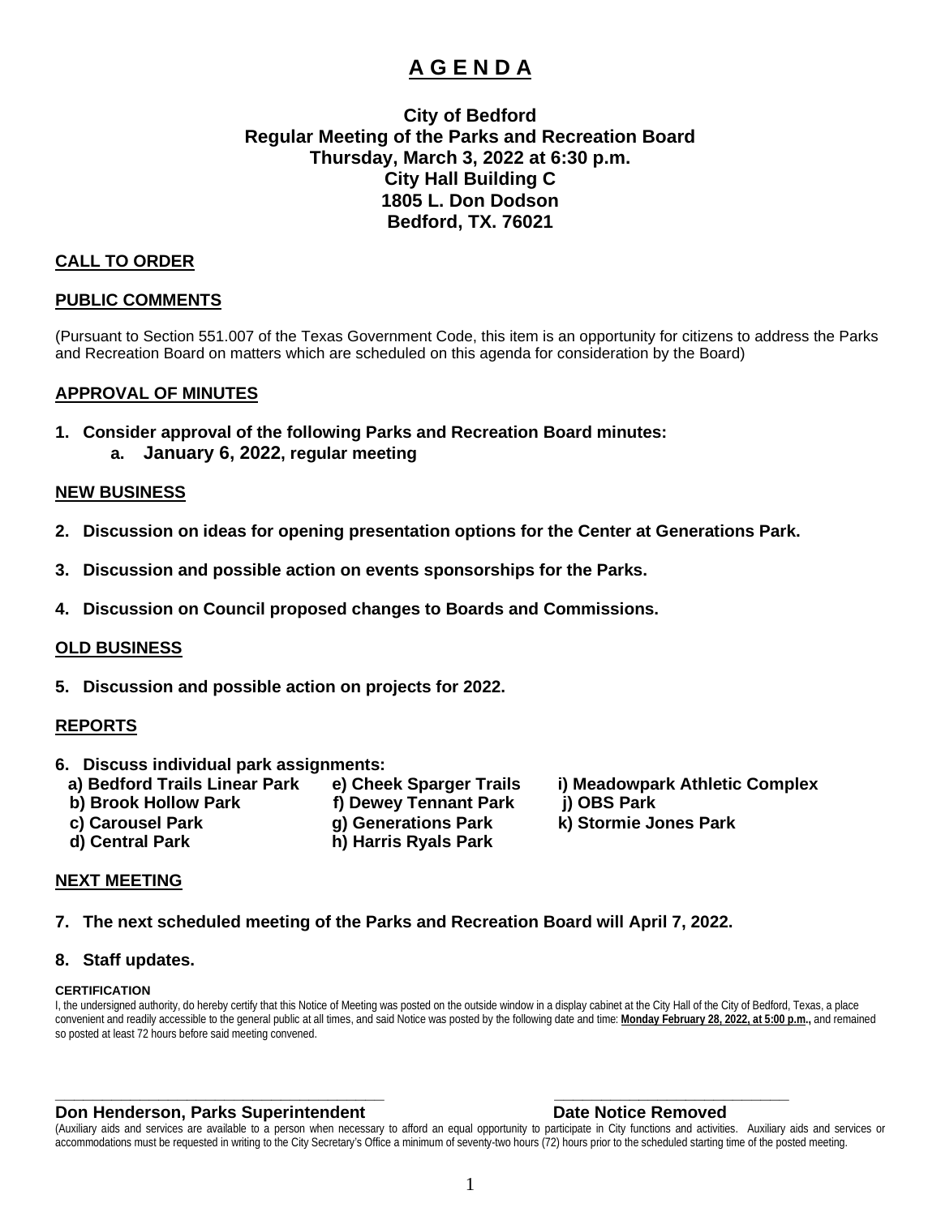# A G E N D A

**City of Bedford**
**Regular Meeting of the Parks and Recreation Board**
**Thursday, March 3, 2022 at 6:30 p.m.**
**City Hall Building C**
**1805 L. Don Dodson**
**Bedford, TX. 76021**

## CALL TO ORDER

## PUBLIC COMMENTS

(Pursuant to Section 551.007 of the Texas Government Code, this item is an opportunity for citizens to address the Parks and Recreation Board on matters which are scheduled on this agenda for consideration by the Board)

## APPROVAL OF MINUTES

1. **Consider approval of the following Parks and Recreation Board minutes:**
   a. **January 6, 2022, regular meeting**

## NEW BUSINESS

2. **Discussion on ideas for opening presentation options for the Center at Generations Park.**

3. **Discussion and possible action on events sponsorships for the Parks.**

4. **Discussion on Council proposed changes to Boards and Commissions.**

## OLD BUSINESS

5. **Discussion and possible action on projects for 2022.**

## REPORTS

6. **Discuss individual park assignments:**
   - **a) Bedford Trails Linear Park**
   - **b) Brook Hollow Park**
   - **c) Carousel Park**
   - **d) Central Park**
   - **e) Cheek Sparger Trails**
   - **f) Dewey Tennant Park**
   - **g) Generations Park**
   - **h) Harris Ryals Park**
   - **i) Meadowpark Athletic Complex**
   - **j) OBS Park**
   - **k) Stormie Jones Park**

## NEXT MEETING

7. **The next scheduled meeting of the Parks and Recreation Board will April 7, 2022.**

8. **Staff updates.**

**CERTIFICATION**

I, the undersigned authority, do hereby certify that this Notice of Meeting was posted on the outside window in a display cabinet at the City Hall of the City of Bedford, Texas, a place convenient and readily accessible to the general public at all times, and said Notice was posted by the following date and time: **Monday February 28, 2022, at 5:00 p.m.,** and remained so posted at least 72 hours before said meeting convened.

\_\_\_\_\_\_\_\_\_\_\_\_\_\_\_\_\_\_\_\_\_\_\_\_\_\_\_\_\_\_\_\_\_\_\_\_\_\_ \_\_\_\_\_\_\_\_\_\_\_\_\_\_\_\_\_\_\_\_\_\_\_\_\_\_\_\_

**Don Henderson, Parks Superintendent** **Date Notice Removed**

(Auxiliary aids and services are available to a person when necessary to afford an equal opportunity to participate in City functions and activities. Auxiliary aids and services or accommodations must be requested in writing to the City Secretary's Office a minimum of seventy-two hours (72) hours prior to the scheduled starting time of the posted meeting.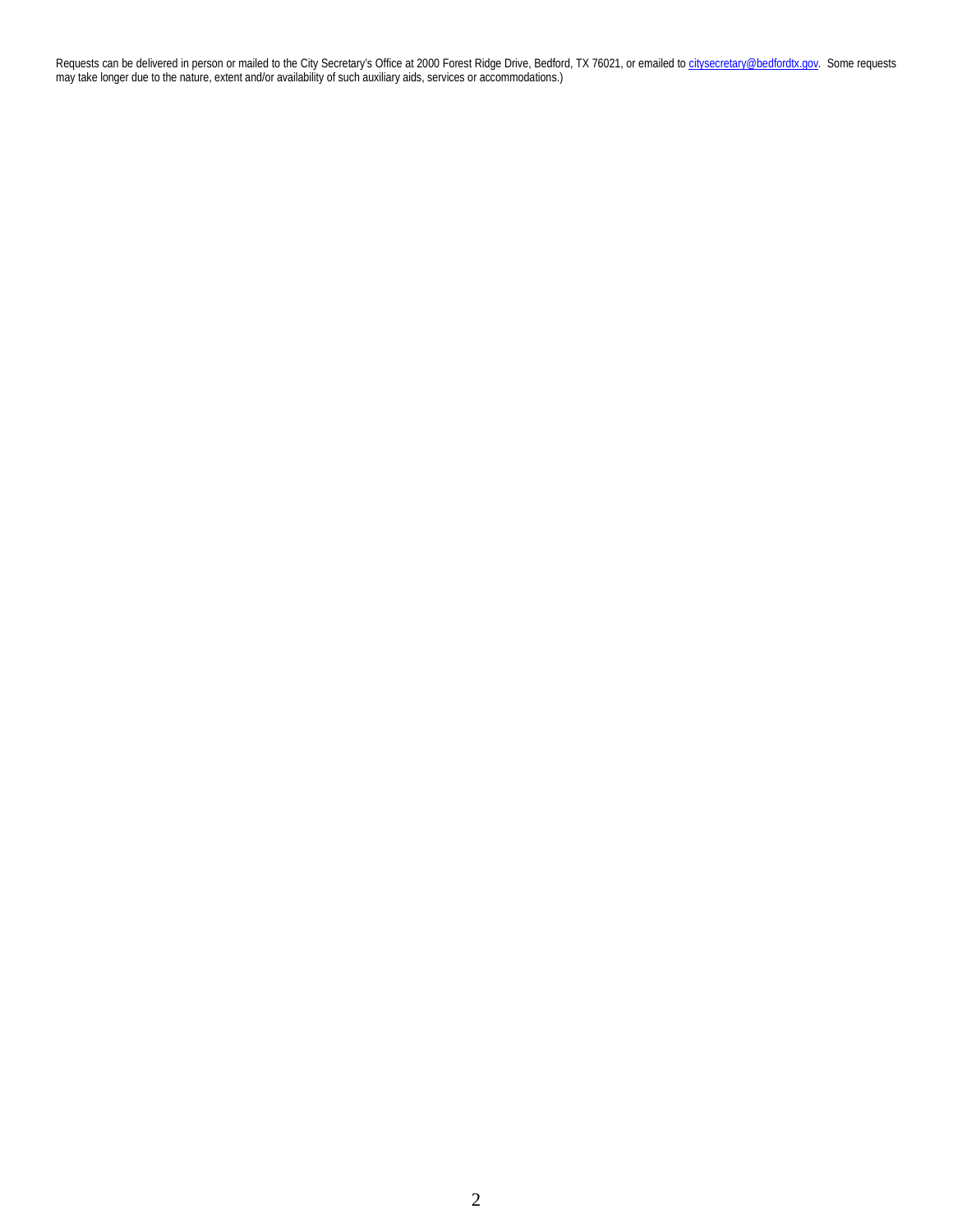Requests can be delivered in person or mailed to the City Secretary's Office at 2000 Forest Ridge Drive, Bedford, TX 76021, or emailed to citysecretary@bedfordtx.gov. Some requests may take longer due to the nature, extent and/or availability of such auxiliary aids, services or accommodations.)